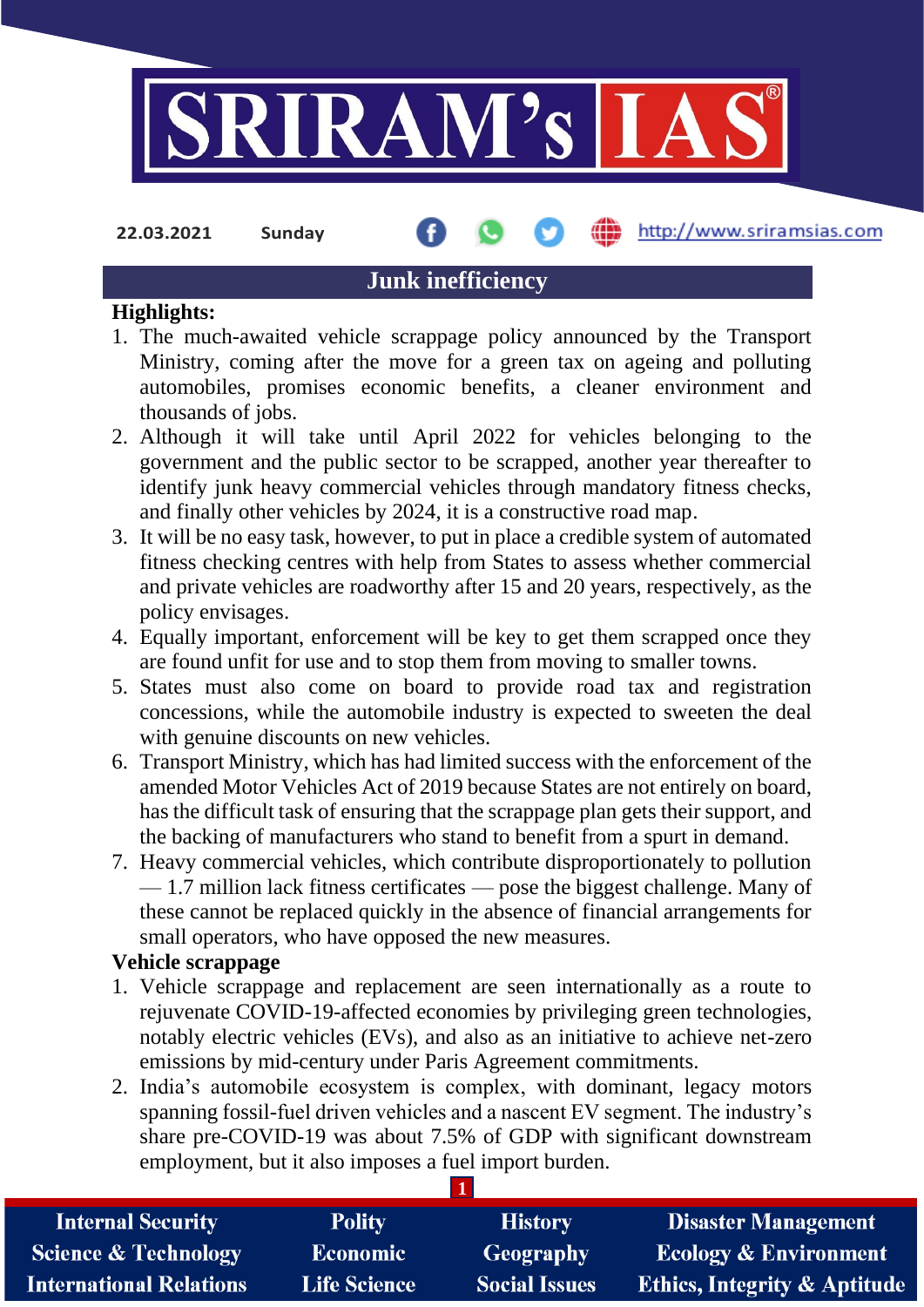22.03.2021 Sunday

# Junk inefficiency

**Highlights:**

1. The much-awaited vehicle scrappage policy announced by the Transport Ministry, coming after the move for a green tax on ageing and polluting automobiles, promises economic benefits, a cleaner environment and thousands of jobs.
2. Although it will take until April 2022 for vehicles belonging to the government and the public sector to be scrapped, another year thereafter to identify junk heavy commercial vehicles through mandatory fitness checks, and finally other vehicles by 2024, it is a constructive road map.
3. It will be no easy task, however, to put in place a credible system of automated fitness checking centres with help from States to assess whether commercial and private vehicles are roadworthy after 15 and 20 years, respectively, as the policy envisages.
4. Equally important, enforcement will be key to get them scrapped once they are found unfit for use and to stop them from moving to smaller towns.
5. States must also come on board to provide road tax and registration concessions, while the automobile industry is expected to sweeten the deal with genuine discounts on new vehicles.
6. Transport Ministry, which has had limited success with the enforcement of the amended Motor Vehicles Act of 2019 because States are not entirely on board, has the difficult task of ensuring that the scrappage plan gets their support, and the backing of manufacturers who stand to benefit from a spurt in demand.
7. Heavy commercial vehicles, which contribute disproportionately to pollution — 1.7 million lack fitness certificates — pose the biggest challenge. Many of these cannot be replaced quickly in the absence of financial arrangements for small operators, who have opposed the new measures.

**Vehicle scrappage**

1. Vehicle scrappage and replacement are seen internationally as a route to rejuvenate COVID-19-affected economies by privileging green technologies, notably electric vehicles (EVs), and also as an initiative to achieve net-zero emissions by mid-century under Paris Agreement commitments.
2. India's automobile ecosystem is complex, with dominant, legacy motors spanning fossil-fuel driven vehicles and a nascent EV segment. The industry's share pre-COVID-19 was about 7.5% of GDP with significant downstream employment, but it also imposes a fuel import burden.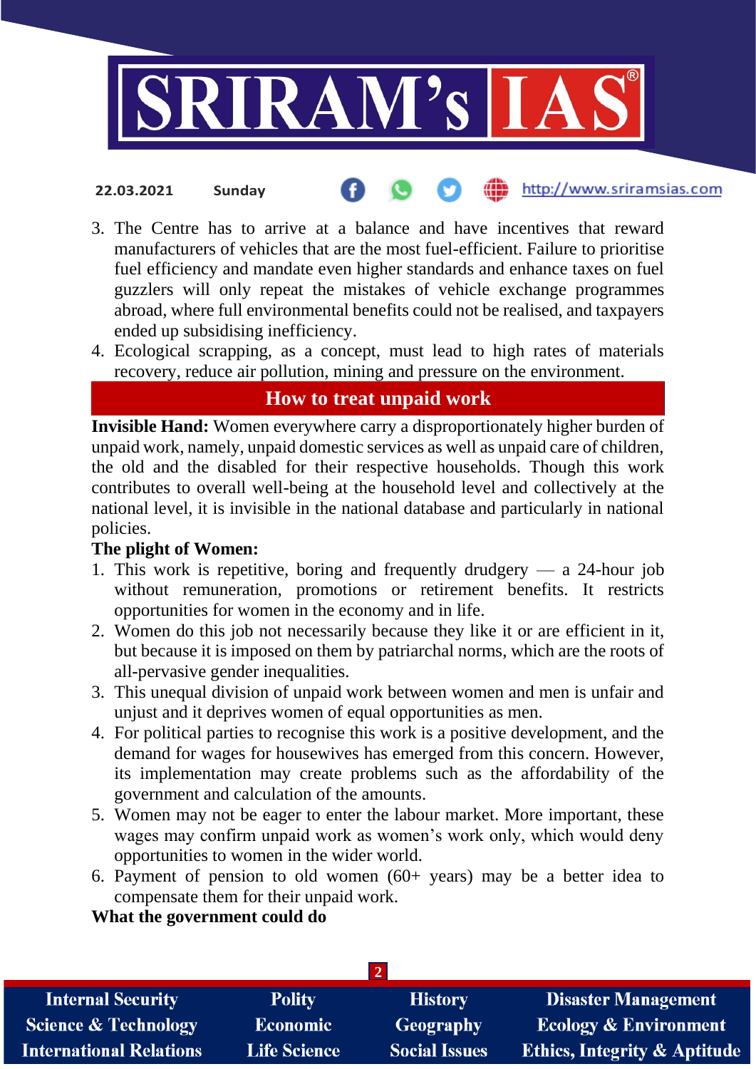3. The Centre has to arrive at a balance and have incentives that reward manufacturers of vehicles that are the most fuel-efficient. Failure to prioritise fuel efficiency and mandate even higher standards and enhance taxes on fuel guzzlers will only repeat the mistakes of vehicle exchange programmes abroad, where full environmental benefits could not be realised, and taxpayers ended up subsidising inefficiency.
4. Ecological scrapping, as a concept, must lead to high rates of materials recovery, reduce air pollution, mining and pressure on the environment.

## How to treat unpaid work

**Invisible Hand:** Women everywhere carry a disproportionately higher burden of unpaid work, namely, unpaid domestic services as well as unpaid care of children, the old and the disabled for their respective households. Though this work contributes to overall well-being at the household level and collectively at the national level, it is invisible in the national database and particularly in national policies.

**The plight of Women:**

1. This work is repetitive, boring and frequently drudgery — a 24-hour job without remuneration, promotions or retirement benefits. It restricts opportunities for women in the economy and in life.
2. Women do this job not necessarily because they like it or are efficient in it, but because it is imposed on them by patriarchal norms, which are the roots of all-pervasive gender inequalities.
3. This unequal division of unpaid work between women and men is unfair and unjust and it deprives women of equal opportunities as men.
4. For political parties to recognise this work is a positive development, and the demand for wages for housewives has emerged from this concern. However, its implementation may create problems such as the affordability of the government and calculation of the amounts.
5. Women may not be eager to enter the labour market. More important, these wages may confirm unpaid work as women's work only, which would deny opportunities to women in the wider world.
6. Payment of pension to old women (60+ years) may be a better idea to compensate them for their unpaid work.

**What the government could do**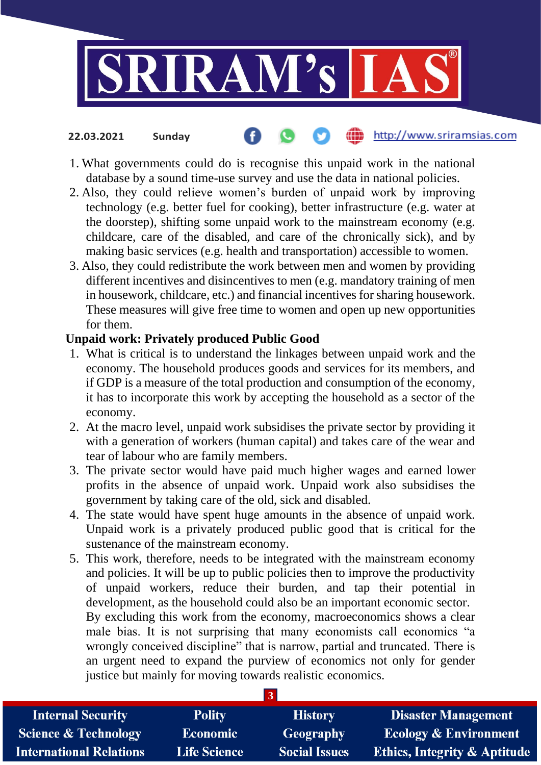1. What governments could do is recognise this unpaid work in the national database by a sound time-use survey and use the data in national policies.
2. Also, they could relieve women's burden of unpaid work by improving technology (e.g. better fuel for cooking), better infrastructure (e.g. water at the doorstep), shifting some unpaid work to the mainstream economy (e.g. childcare, care of the disabled, and care of the chronically sick), and by making basic services (e.g. health and transportation) accessible to women.
3. Also, they could redistribute the work between men and women by providing different incentives and disincentives to men (e.g. mandatory training of men in housework, childcare, etc.) and financial incentives for sharing housework. These measures will give free time to women and open up new opportunities for them.

**Unpaid work: Privately produced Public Good**

1. What is critical is to understand the linkages between unpaid work and the economy. The household produces goods and services for its members, and if GDP is a measure of the total production and consumption of the economy, it has to incorporate this work by accepting the household as a sector of the economy.
2. At the macro level, unpaid work subsidises the private sector by providing it with a generation of workers (human capital) and takes care of the wear and tear of labour who are family members.
3. The private sector would have paid much higher wages and earned lower profits in the absence of unpaid work. Unpaid work also subsidises the government by taking care of the old, sick and disabled.
4. The state would have spent huge amounts in the absence of unpaid work. Unpaid work is a privately produced public good that is critical for the sustenance of the mainstream economy.
5. This work, therefore, needs to be integrated with the mainstream economy and policies. It will be up to public policies then to improve the productivity of unpaid workers, reduce their burden, and tap their potential in development, as the household could also be an important economic sector.

   By excluding this work from the economy, macroeconomics shows a clear male bias. It is not surprising that many economists call economics "a wrongly conceived discipline" that is narrow, partial and truncated. There is an urgent need to expand the purview of economics not only for gender justice but mainly for moving towards realistic economics.